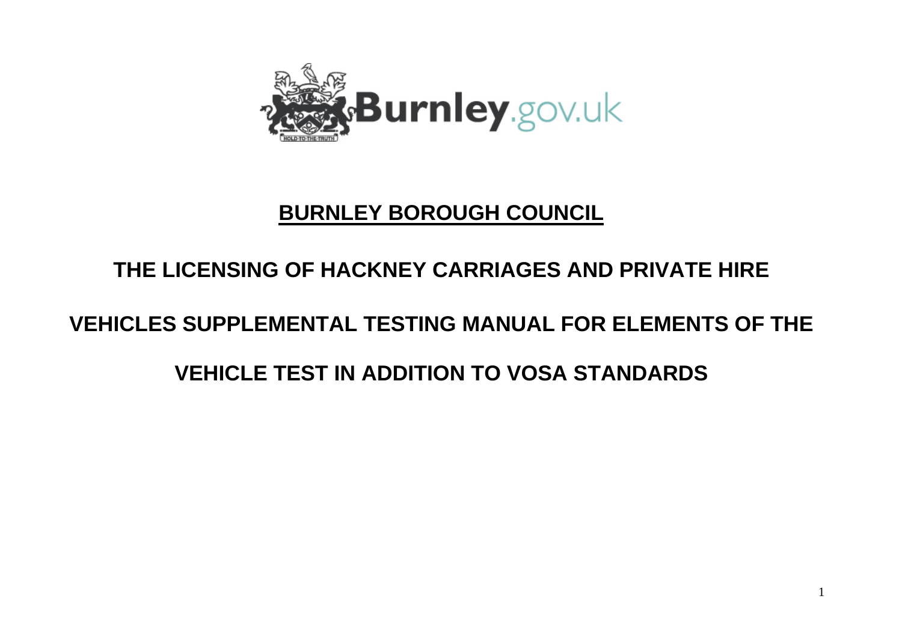# BURNLEY BOROUGH COUNCIL

## THE LICENSING OF HACKNEY CARRIAGES AND PRIVATE HIRE VEHICLES SUPPLEMENTAL TESTING MANUAL FOR ELEMENTS OF THE VEHICLE TEST IN ADDITION TO VOSA STANDARDS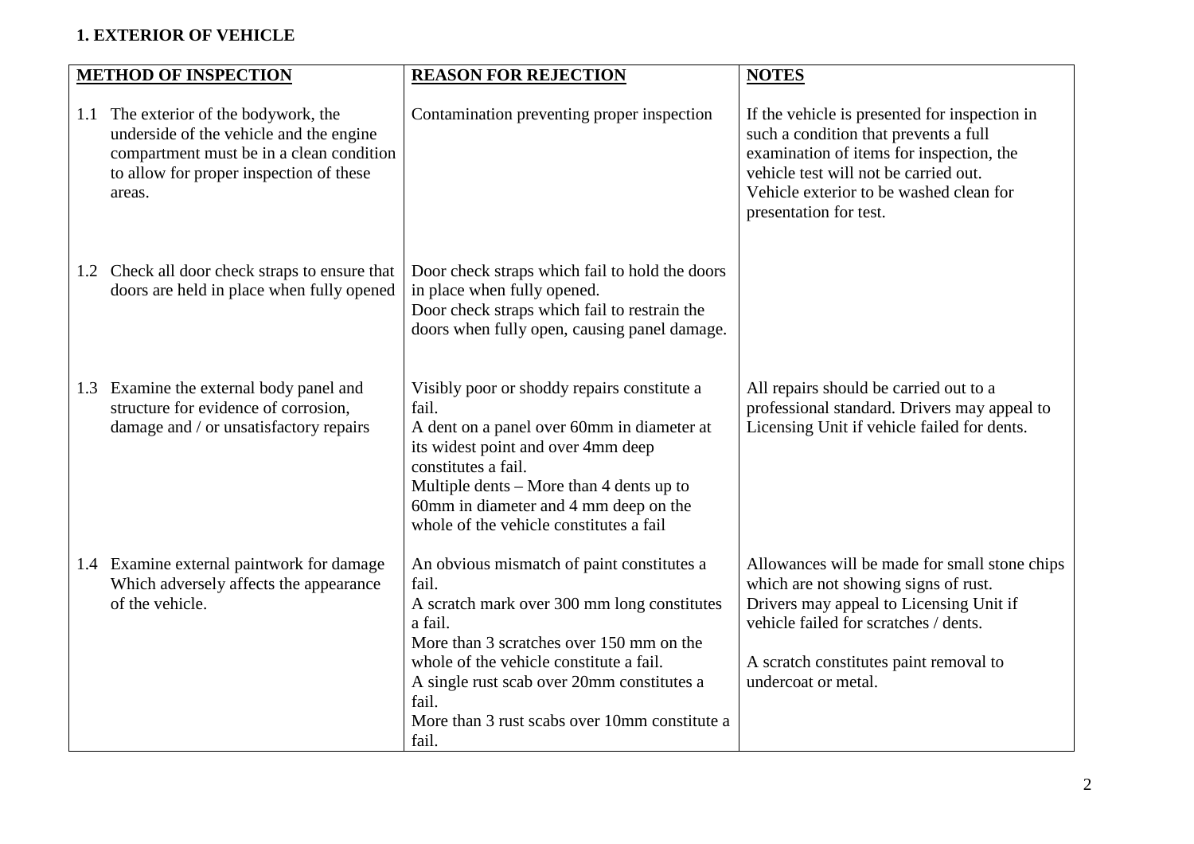## 1. EXTERIOR OF VEHICLE

| METHOD OF INSPECTION | REASON FOR REJECTION | NOTES |
|---|---|---|
| 1.1 The exterior of the bodywork, the underside of the vehicle and the engine compartment must be in a clean condition to allow for proper inspection of these areas. | Contamination preventing proper inspection | If the vehicle is presented for inspection in such a condition that prevents a full examination of items for inspection, the vehicle test will not be carried out. Vehicle exterior to be washed clean for presentation for test. |
| 1.2 Check all door check straps to ensure that doors are held in place when fully opened | Door check straps which fail to hold the doors in place when fully opened.<br>Door check straps which fail to restrain the doors when fully open, causing panel damage. | |
| 1.3 Examine the external body panel and structure for evidence of corrosion, damage and / or unsatisfactory repairs | Visibly poor or shoddy repairs constitute a fail.<br>A dent on a panel over 60mm in diameter at its widest point and over 4mm deep constitutes a fail.<br>Multiple dents – More than 4 dents up to 60mm in diameter and 4 mm deep on the whole of the vehicle constitutes a fail | All repairs should be carried out to a professional standard. Drivers may appeal to Licensing Unit if vehicle failed for dents. |
| 1.4 Examine external paintwork for damage Which adversely affects the appearance of the vehicle. | An obvious mismatch of paint constitutes a fail.<br>A scratch mark over 300 mm long constitutes a fail.<br>More than 3 scratches over 150 mm on the whole of the vehicle constitute a fail.<br>A single rust scab over 20mm constitutes a fail.<br>More than 3 rust scabs over 10mm constitute a fail. | Allowances will be made for small stone chips which are not showing signs of rust.<br>Drivers may appeal to Licensing Unit if vehicle failed for scratches / dents.<br><br>A scratch constitutes paint removal to undercoat or metal. |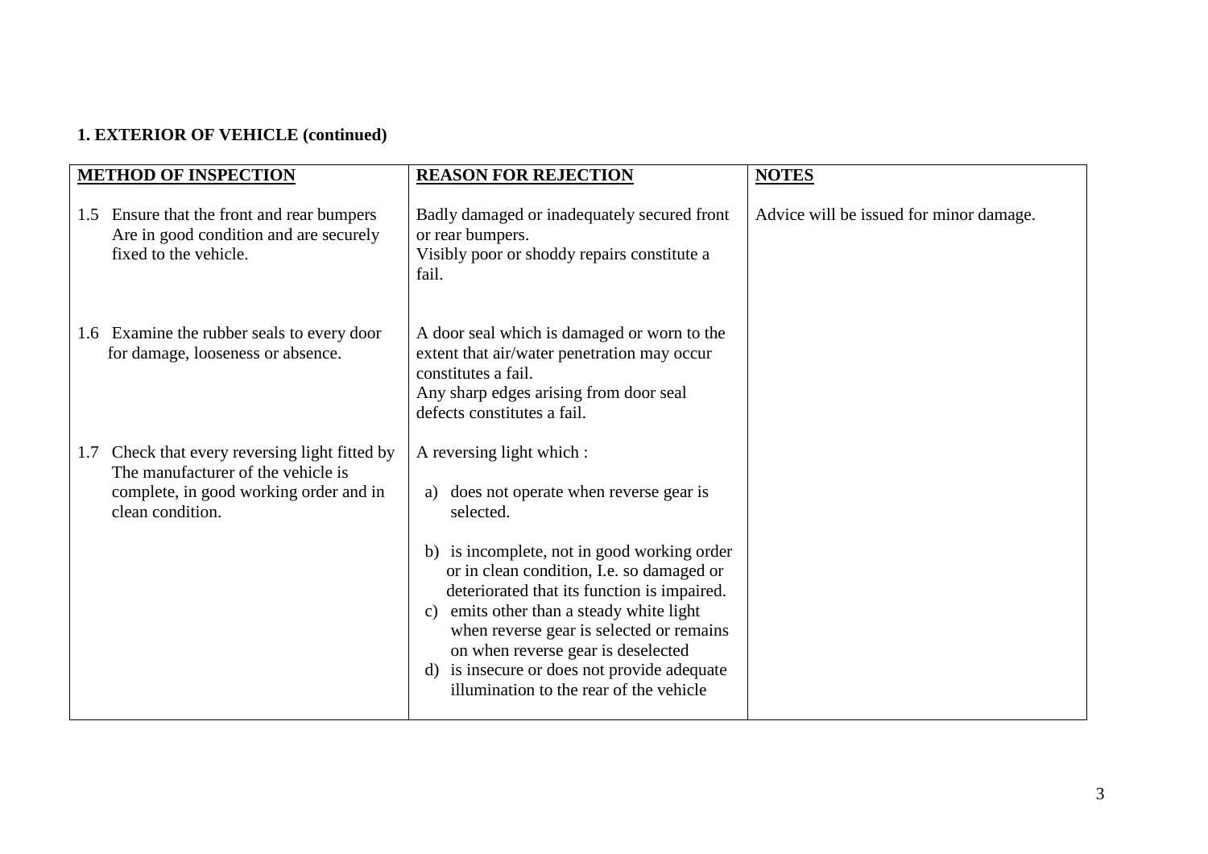## 1. EXTERIOR OF VEHICLE (continued)

| METHOD OF INSPECTION | REASON FOR REJECTION | NOTES |
|---|---|---|
| 1.5 Ensure that the front and rear bumpers Are in good condition and are securely fixed to the vehicle. | Badly damaged or inadequately secured front or rear bumpers.<br>Visibly poor or shoddy repairs constitute a fail. | Advice will be issued for minor damage. |
| 1.6 Examine the rubber seals to every door for damage, looseness or absence. | A door seal which is damaged or worn to the extent that air/water penetration may occur constitutes a fail.<br>Any sharp edges arising from door seal defects constitutes a fail. | |
| 1.7 Check that every reversing light fitted by The manufacturer of the vehicle is complete, in good working order and in clean condition. | A reversing light which :<br>a) does not operate when reverse gear is selected.<br>b) is incomplete, not in good working order or in clean condition, I.e. so damaged or deteriorated that its function is impaired.<br>c) emits other than a steady white light when reverse gear is selected or remains on when reverse gear is deselected<br>d) is insecure or does not provide adequate illumination to the rear of the vehicle | |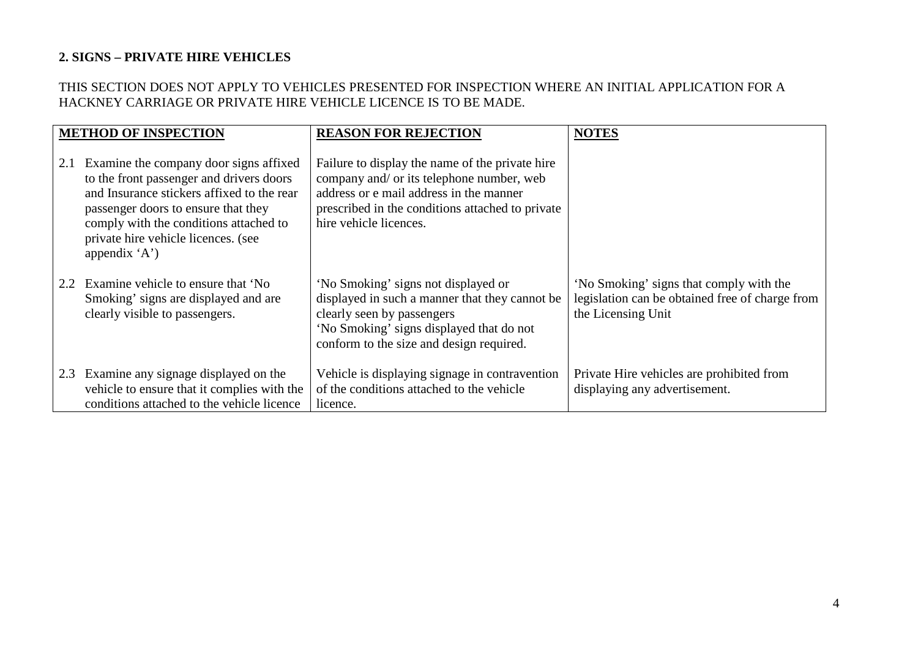## 2. SIGNS – PRIVATE HIRE VEHICLES

THIS SECTION DOES NOT APPLY TO VEHICLES PRESENTED FOR INSPECTION WHERE AN INITIAL APPLICATION FOR A HACKNEY CARRIAGE OR PRIVATE HIRE VEHICLE LICENCE IS TO BE MADE.

| METHOD OF INSPECTION | REASON FOR REJECTION | NOTES |
|---|---|---|
| 2.1 Examine the company door signs affixed to the front passenger and drivers doors and Insurance stickers affixed to the rear passenger doors to ensure that they comply with the conditions attached to private hire vehicle licences. (see appendix 'A') | Failure to display the name of the private hire company and/ or its telephone number, web address or e mail address in the manner prescribed in the conditions attached to private hire vehicle licences. | |
| 2.2 Examine vehicle to ensure that 'No Smoking' signs are displayed and are clearly visible to passengers. | 'No Smoking' signs not displayed or displayed in such a manner that they cannot be clearly seen by passengers<br>'No Smoking' signs displayed that do not conform to the size and design required. | 'No Smoking' signs that comply with the legislation can be obtained free of charge from the Licensing Unit |
| 2.3 Examine any signage displayed on the vehicle to ensure that it complies with the conditions attached to the vehicle licence | Vehicle is displaying signage in contravention of the conditions attached to the vehicle licence. | Private Hire vehicles are prohibited from displaying any advertisement. |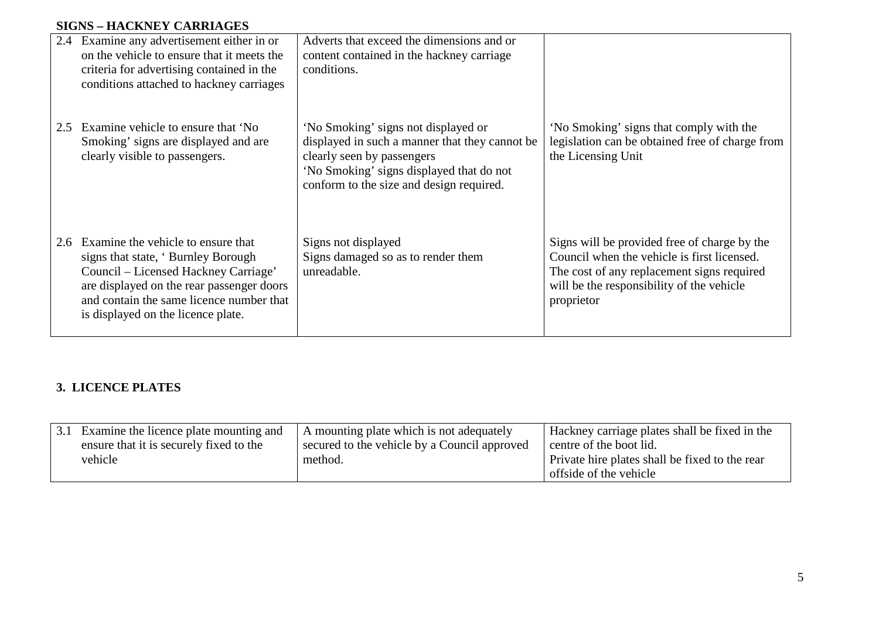**SIGNS – HACKNEY CARRIAGES**

| | | |
|---|---|---|
| 2.4 Examine any advertisement either in or on the vehicle to ensure that it meets the criteria for advertising contained in the conditions attached to hackney carriages | Adverts that exceed the dimensions and or content contained in the hackney carriage conditions. | |
| 2.5 Examine vehicle to ensure that 'No Smoking' signs are displayed and are clearly visible to passengers. | 'No Smoking' signs not displayed or displayed in such a manner that they cannot be clearly seen by passengers<br>'No Smoking' signs displayed that do not conform to the size and design required. | 'No Smoking' signs that comply with the legislation can be obtained free of charge from the Licensing Unit |
| 2.6 Examine the vehicle to ensure that signs that state, ' Burnley Borough Council – Licensed Hackney Carriage' are displayed on the rear passenger doors and contain the same licence number that is displayed on the licence plate. | Signs not displayed<br>Signs damaged so as to render them unreadable. | Signs will be provided free of charge by the Council when the vehicle is first licensed. The cost of any replacement signs required will be the responsibility of the vehicle proprietor |

## 3. LICENCE PLATES

| | | |
|---|---|---|
| 3.1 Examine the licence plate mounting and ensure that it is securely fixed to the vehicle | A mounting plate which is not adequately secured to the vehicle by a Council approved method. | Hackney carriage plates shall be fixed in the centre of the boot lid.<br>Private hire plates shall be fixed to the rear offside of the vehicle |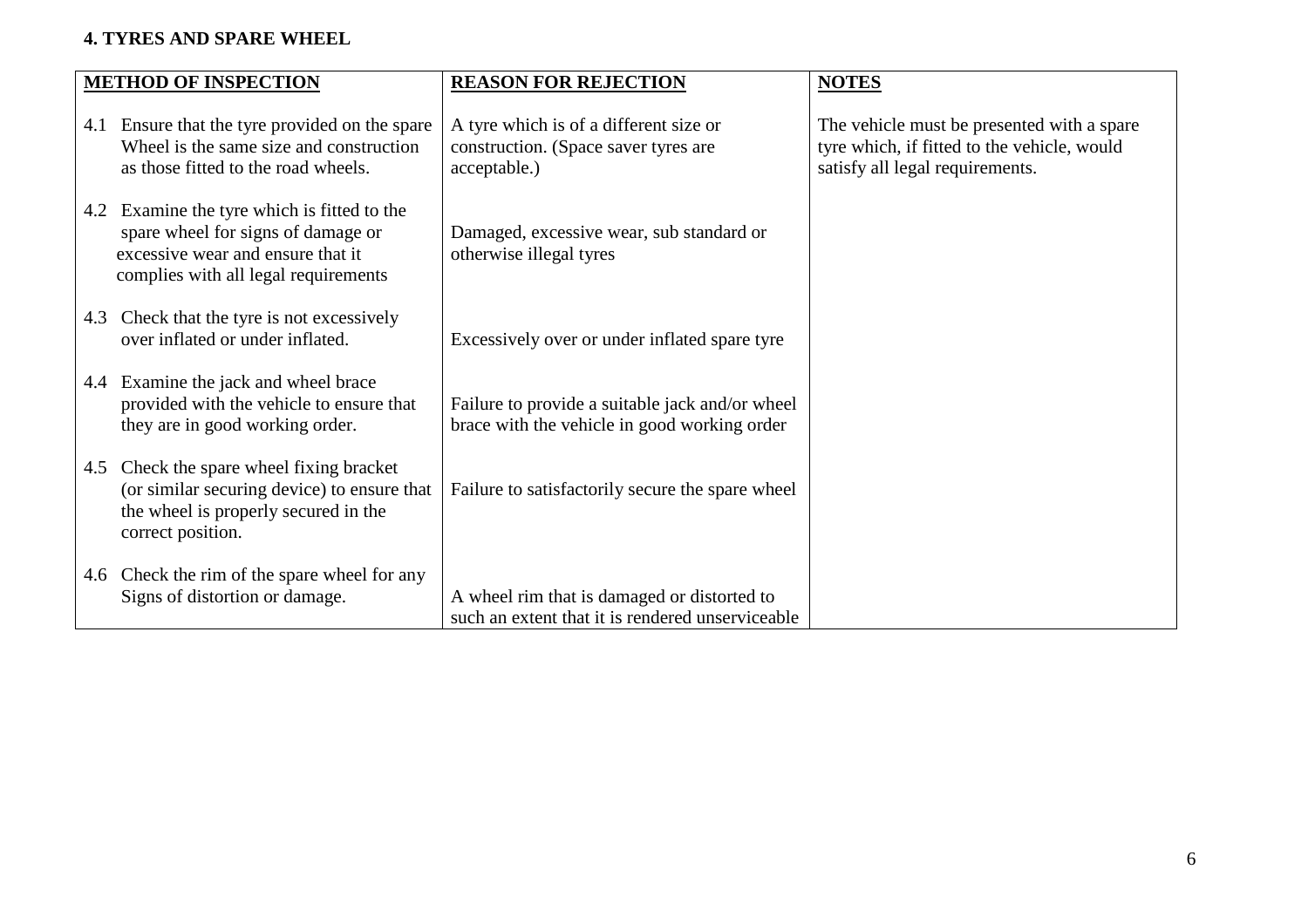## 4. TYRES AND SPARE WHEEL

| METHOD OF INSPECTION | REASON FOR REJECTION | NOTES |
| --- | --- | --- |
| 4.1 Ensure that the tyre provided on the spare Wheel is the same size and construction as those fitted to the road wheels. | A tyre which is of a different size or construction. (Space saver tyres are acceptable.) | The vehicle must be presented with a spare tyre which, if fitted to the vehicle, would satisfy all legal requirements. |
| 4.2 Examine the tyre which is fitted to the spare wheel for signs of damage or excessive wear and ensure that it complies with all legal requirements | Damaged, excessive wear, sub standard or otherwise illegal tyres | |
| 4.3 Check that the tyre is not excessively over inflated or under inflated. | Excessively over or under inflated spare tyre | |
| 4.4 Examine the jack and wheel brace provided with the vehicle to ensure that they are in good working order. | Failure to provide a suitable jack and/or wheel brace with the vehicle in good working order | |
| 4.5 Check the spare wheel fixing bracket (or similar securing device) to ensure that the wheel is properly secured in the correct position. | Failure to satisfactorily secure the spare wheel | |
| 4.6 Check the rim of the spare wheel for any Signs of distortion or damage. | A wheel rim that is damaged or distorted to such an extent that it is rendered unserviceable | |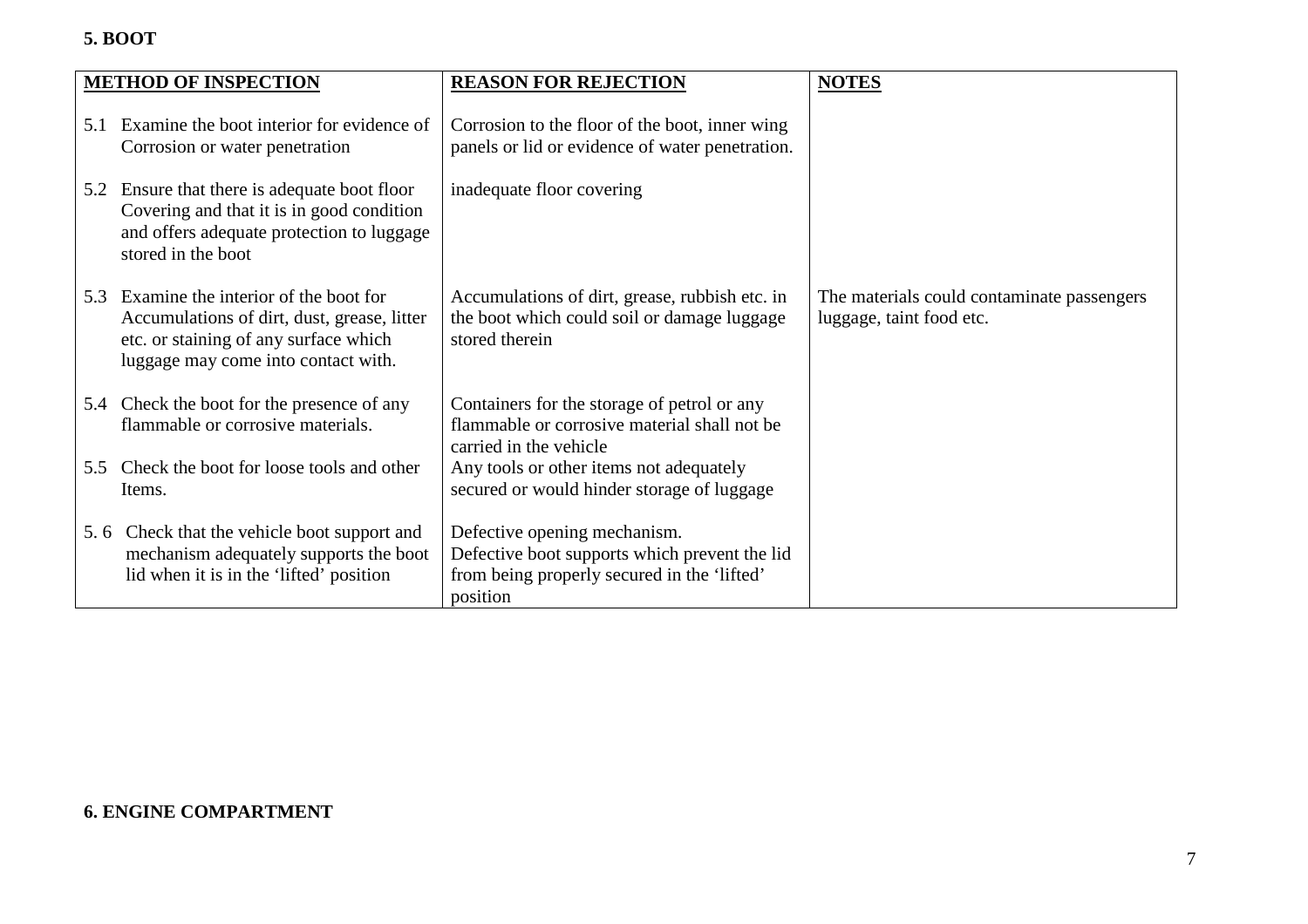## 5. BOOT

| METHOD OF INSPECTION | REASON FOR REJECTION | NOTES |
|---|---|---|
| 5.1 Examine the boot interior for evidence of Corrosion or water penetration | Corrosion to the floor of the boot, inner wing panels or lid or evidence of water penetration. | |
| 5.2 Ensure that there is adequate boot floor Covering and that it is in good condition and offers adequate protection to luggage stored in the boot | inadequate floor covering | |
| 5.3 Examine the interior of the boot for Accumulations of dirt, dust, grease, litter etc. or staining of any surface which luggage may come into contact with. | Accumulations of dirt, grease, rubbish etc. in the boot which could soil or damage luggage stored therein | The materials could contaminate passengers luggage, taint food etc. |
| 5.4 Check the boot for the presence of any flammable or corrosive materials. | Containers for the storage of petrol or any flammable or corrosive material shall not be carried in the vehicle | |
| 5.5 Check the boot for loose tools and other Items. | Any tools or other items not adequately secured or would hinder storage of luggage | |
| 5. 6 Check that the vehicle boot support and mechanism adequately supports the boot lid when it is in the 'lifted' position | Defective opening mechanism. Defective boot supports which prevent the lid from being properly secured in the 'lifted' position | |

## 6. ENGINE COMPARTMENT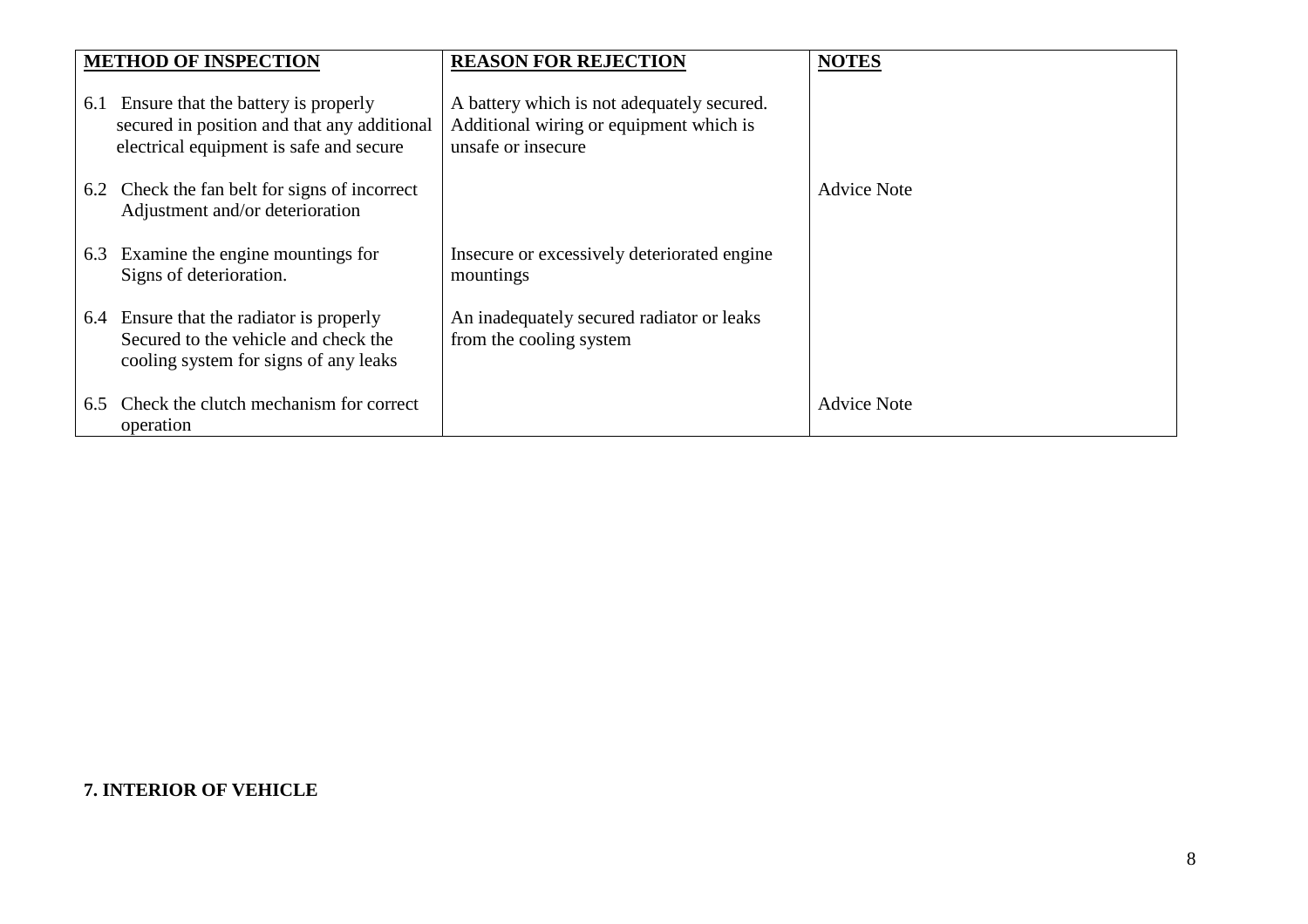| METHOD OF INSPECTION | REASON FOR REJECTION | NOTES |
|---|---|---|
| 6.1 Ensure that the battery is properly secured in position and that any additional electrical equipment is safe and secure | A battery which is not adequately secured. Additional wiring or equipment which is unsafe or insecure | |
| 6.2 Check the fan belt for signs of incorrect Adjustment and/or deterioration | | Advice Note |
| 6.3 Examine the engine mountings for Signs of deterioration. | Insecure or excessively deteriorated engine mountings | |
| 6.4 Ensure that the radiator is properly Secured to the vehicle and check the cooling system for signs of any leaks | An inadequately secured radiator or leaks from the cooling system | |
| 6.5 Check the clutch mechanism for correct operation | | Advice Note |

**7. INTERIOR OF VEHICLE**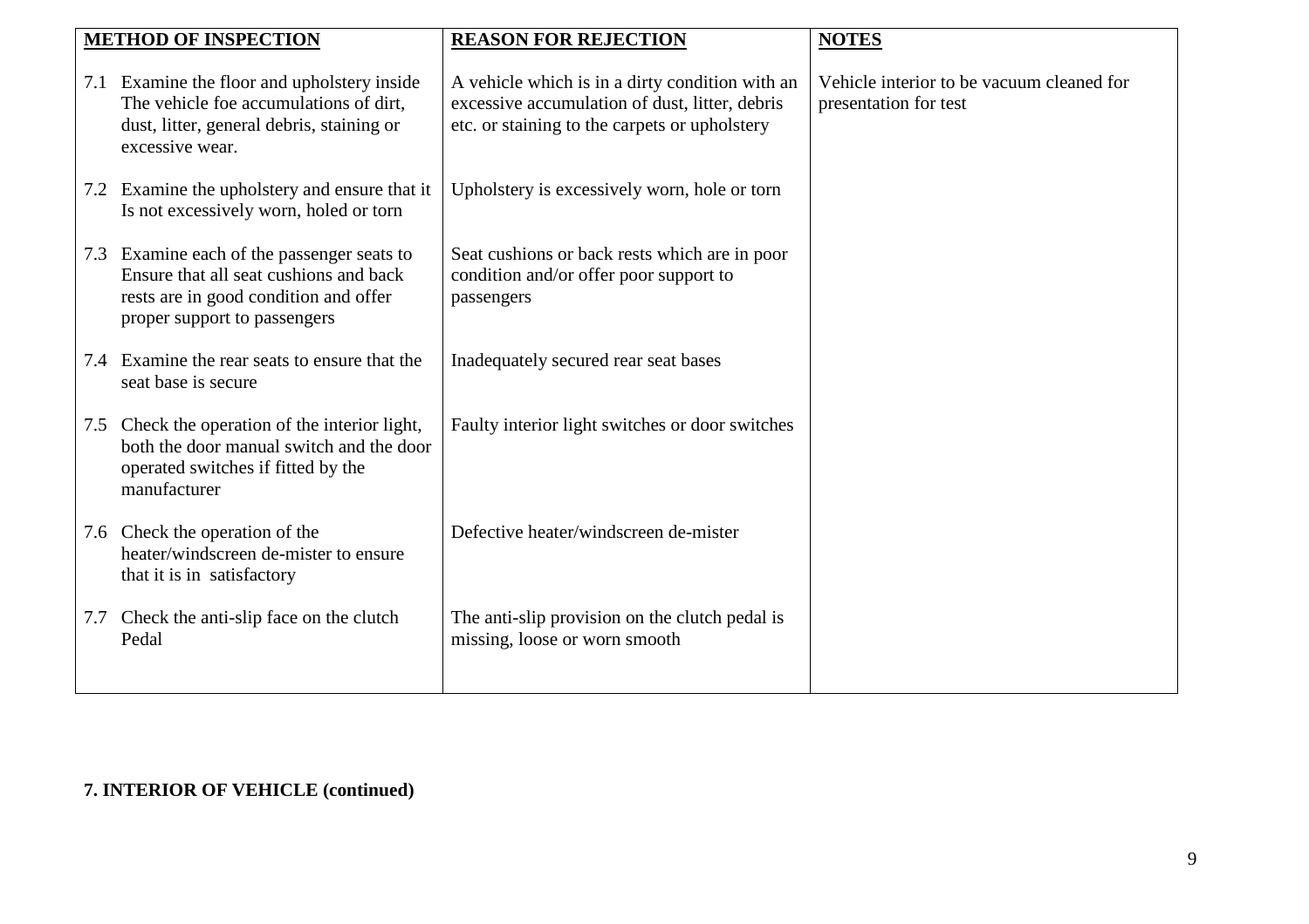| METHOD OF INSPECTION | REASON FOR REJECTION | NOTES |
|---|---|---|
| 7.1 Examine the floor and upholstery inside The vehicle foe accumulations of dirt, dust, litter, general debris, staining or excessive wear. | A vehicle which is in a dirty condition with an excessive accumulation of dust, litter, debris etc. or staining to the carpets or upholstery | Vehicle interior to be vacuum cleaned for presentation for test |
| 7.2 Examine the upholstery and ensure that it Is not excessively worn, holed or torn | Upholstery is excessively worn, hole or torn | |
| 7.3 Examine each of the passenger seats to Ensure that all seat cushions and back rests are in good condition and offer proper support to passengers | Seat cushions or back rests which are in poor condition and/or offer poor support to passengers | |
| 7.4 Examine the rear seats to ensure that the seat base is secure | Inadequately secured rear seat bases | |
| 7.5 Check the operation of the interior light, both the door manual switch and the door operated switches if fitted by the manufacturer | Faulty interior light switches or door switches | |
| 7.6 Check the operation of the heater/windscreen de-mister to ensure that it is in satisfactory | Defective heater/windscreen de-mister | |
| 7.7 Check the anti-slip face on the clutch Pedal | The anti-slip provision on the clutch pedal is missing, loose or worn smooth | |

**7. INTERIOR OF VEHICLE (continued)**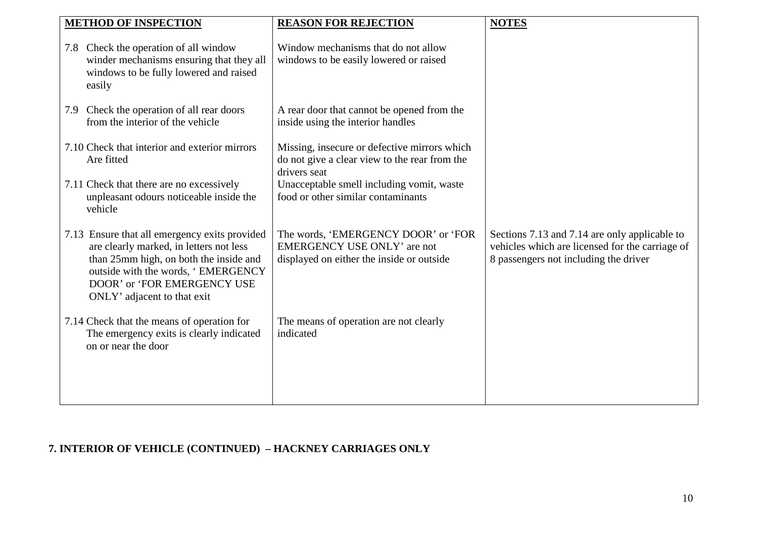| METHOD OF INSPECTION | REASON FOR REJECTION | NOTES |
|---|---|---|
| 7.8 Check the operation of all window winder mechanisms ensuring that they all windows to be fully lowered and raised easily | Window mechanisms that do not allow windows to be easily lowered or raised | |
| 7.9 Check the operation of all rear doors from the interior of the vehicle | A rear door that cannot be opened from the inside using the interior handles | |
| 7.10 Check that interior and exterior mirrors Are fitted | Missing, insecure or defective mirrors which do not give a clear view to the rear from the drivers seat | |
| 7.11 Check that there are no excessively unpleasant odours noticeable inside the vehicle | Unacceptable smell including vomit, waste food or other similar contaminants | |
| 7.13 Ensure that all emergency exits provided are clearly marked, in letters not less than 25mm high, on both the inside and outside with the words, ' EMERGENCY DOOR' or 'FOR EMERGENCY USE ONLY' adjacent to that exit | The words, 'EMERGENCY DOOR' or 'FOR EMERGENCY USE ONLY' are not displayed on either the inside or outside | Sections 7.13 and 7.14 are only applicable to vehicles which are licensed for the carriage of 8 passengers not including the driver |
| 7.14 Check that the means of operation for The emergency exits is clearly indicated on or near the door | The means of operation are not clearly indicated | |

## 7. INTERIOR OF VEHICLE (CONTINUED) – HACKNEY CARRIAGES ONLY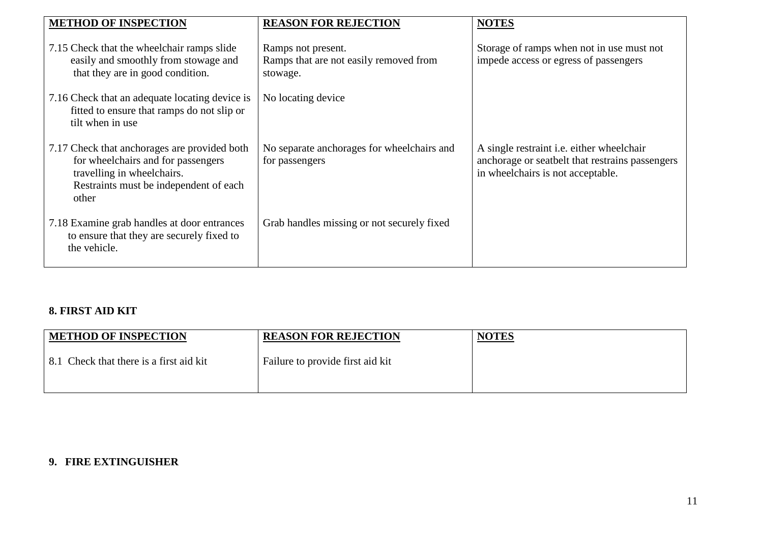| METHOD OF INSPECTION | REASON FOR REJECTION | NOTES |
|---|---|---|
| 7.15 Check that the wheelchair ramps slide easily and smoothly from stowage and that they are in good condition. | Ramps not present.<br>Ramps that are not easily removed from stowage. | Storage of ramps when not in use must not impede access or egress of passengers |
| 7.16 Check that an adequate locating device is fitted to ensure that ramps do not slip or tilt when in use | No locating device | |
| 7.17 Check that anchorages are provided both for wheelchairs and for passengers travelling in wheelchairs.<br>Restraints must be independent of each other | No separate anchorages for wheelchairs and for passengers | A single restraint i.e. either wheelchair anchorage or seatbelt that restrains passengers in wheelchairs is not acceptable. |
| 7.18 Examine grab handles at door entrances to ensure that they are securely fixed to the vehicle. | Grab handles missing or not securely fixed | |

## 8. FIRST AID KIT

| METHOD OF INSPECTION | REASON FOR REJECTION | NOTES |
|---|---|---|
| 8.1 Check that there is a first aid kit | Failure to provide first aid kit | |

## 9. FIRE EXTINGUISHER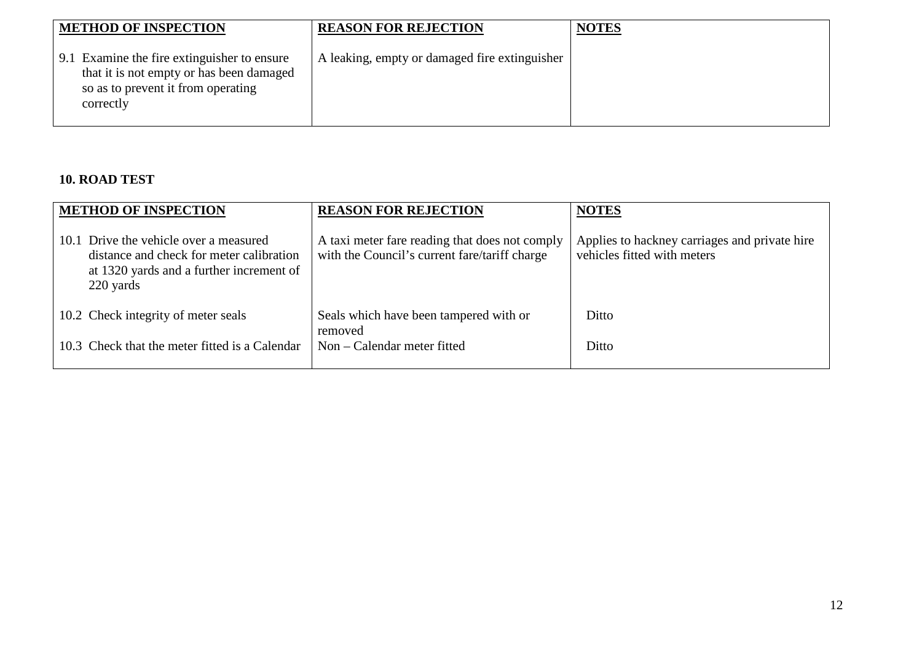| METHOD OF INSPECTION | REASON FOR REJECTION | NOTES |
|---|---|---|
| 9.1 Examine the fire extinguisher to ensure that it is not empty or has been damaged so as to prevent it from operating correctly | A leaking, empty or damaged fire extinguisher | |

**10. ROAD TEST**

| METHOD OF INSPECTION | REASON FOR REJECTION | NOTES |
|---|---|---|
| 10.1 Drive the vehicle over a measured distance and check for meter calibration at 1320 yards and a further increment of 220 yards | A taxi meter fare reading that does not comply with the Council's current fare/tariff charge | Applies to hackney carriages and private hire vehicles fitted with meters |
| 10.2 Check integrity of meter seals | Seals which have been tampered with or removed | Ditto |
| 10.3 Check that the meter fitted is a Calendar | Non – Calendar meter fitted | Ditto |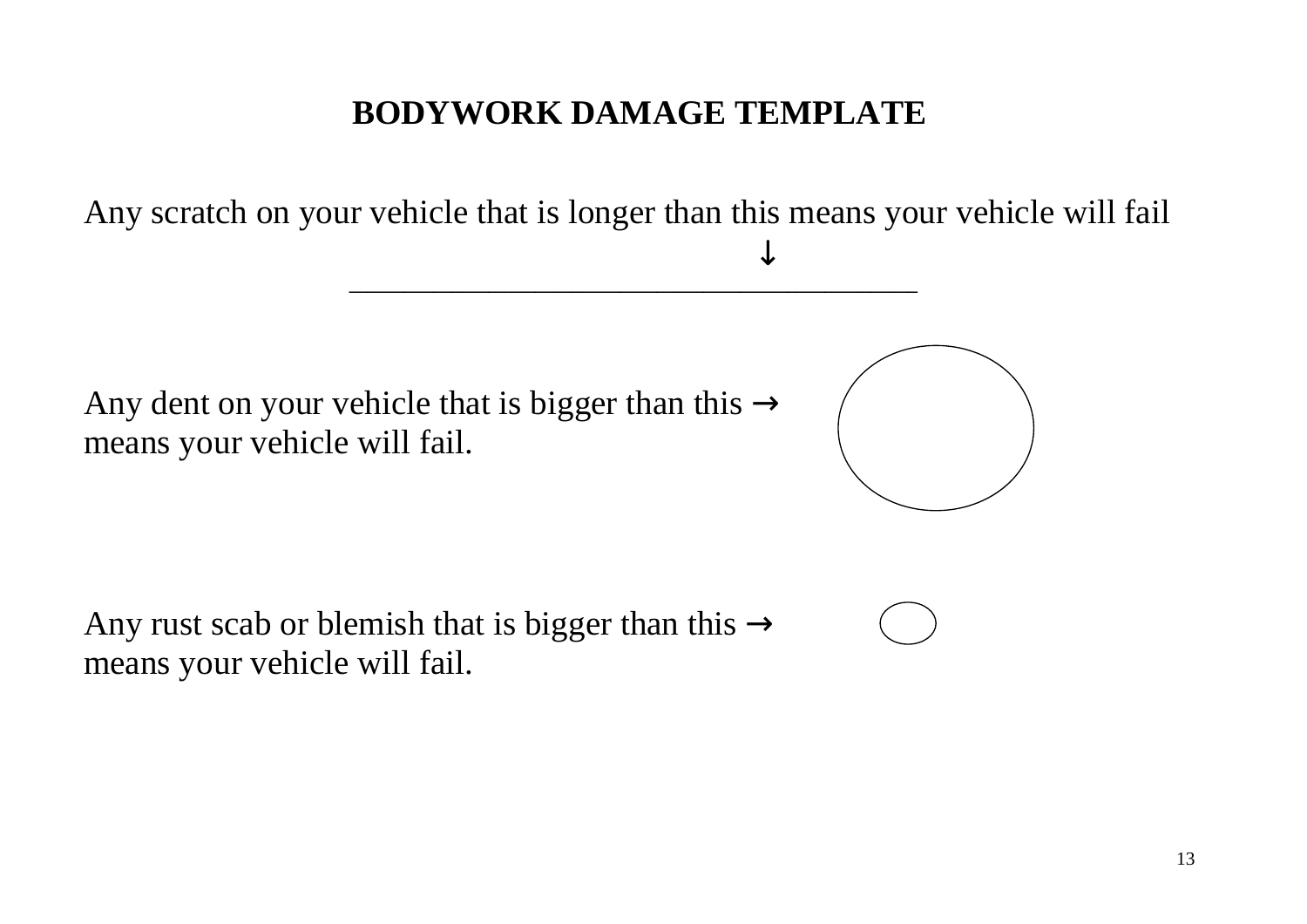# BODYWORK DAMAGE TEMPLATE

Any scratch on your vehicle that is longer than this means your vehicle will fail
↓
\_\_\_\_\_\_\_\_\_\_\_\_\_\_\_\_\_\_\_\_\_\_\_\_\_\_\_\_\_\_\_\_\_\_\_\_

Any dent on your vehicle that is bigger than this →
means your vehicle will fail.

Any rust scab or blemish that is bigger than this →
means your vehicle will fail.